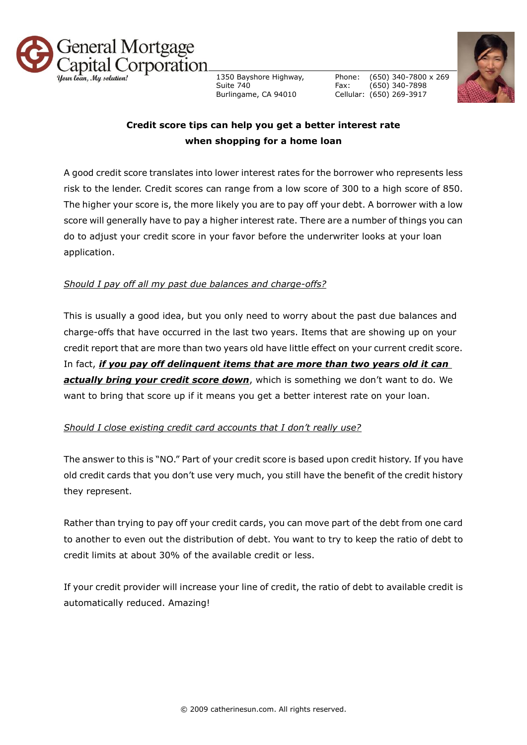General Mortgage Capital Corporation

*Your loan, My solution!*

1350 Bayshore Highway,
Suite 740
Burlingame, CA 94010

Phone: (650) 340-7800 x 269
Fax: (650) 340-7898
Cellular: (650) 269-3917

## Credit score tips can help you get a better interest rate when shopping for a home loan

A good credit score translates into lower interest rates for the borrower who represents less risk to the lender. Credit scores can range from a low score of 300 to a high score of 850. The higher your score is, the more likely you are to pay off your debt. A borrower with a low score will generally have to pay a higher interest rate. There are a number of things you can do to adjust your credit score in your favor before the underwriter looks at your loan application.

*Should I pay off all my past due balances and charge-offs?*

This is usually a good idea, but you only need to worry about the past due balances and charge-offs that have occurred in the last two years. Items that are showing up on your credit report that are more than two years old have little effect on your current credit score. In fact, ***if you pay off delinquent items that are more than two years old it can actually bring your credit score down***, which is something we don't want to do. We want to bring that score up if it means you get a better interest rate on your loan.

*Should I close existing credit card accounts that I don't really use?*

The answer to this is "NO." Part of your credit score is based upon credit history. If you have old credit cards that you don't use very much, you still have the benefit of the credit history they represent.

Rather than trying to pay off your credit cards, you can move part of the debt from one card to another to even out the distribution of debt. You want to try to keep the ratio of debt to credit limits at about 30% of the available credit or less.

If your credit provider will increase your line of credit, the ratio of debt to available credit is automatically reduced. Amazing!

© 2009 catherinesun.com. All rights reserved.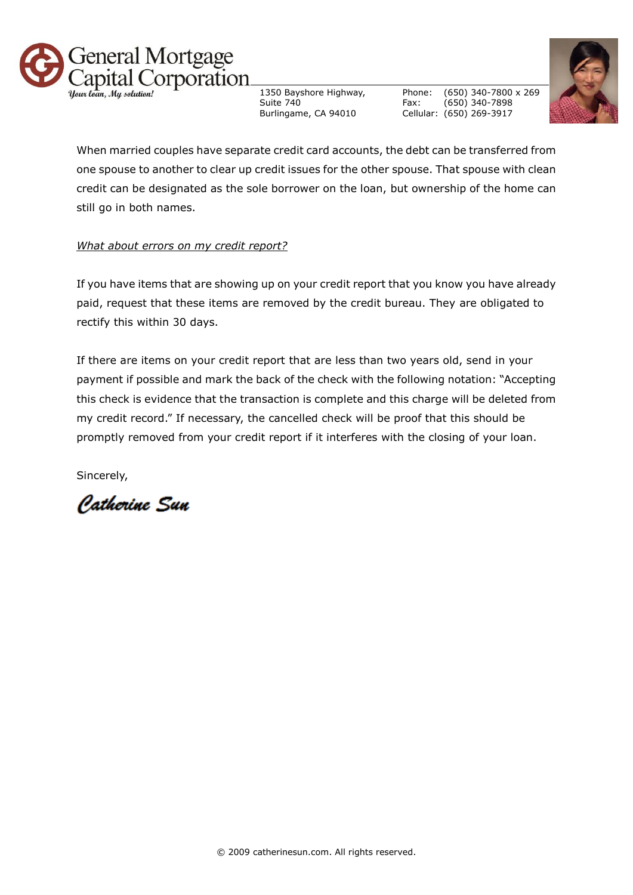General Mortgage Capital Corporation
*Your loan, My solution!*

1350 Bayshore Highway,
Suite 740
Burlingame, CA 94010

Phone: (650) 340-7800 x 269
Fax: (650) 340-7898
Cellular: (650) 269-3917

When married couples have separate credit card accounts, the debt can be transferred from one spouse to another to clear up credit issues for the other spouse. That spouse with clean credit can be designated as the sole borrower on the loan, but ownership of the home can still go in both names.

*What about errors on my credit report?*

If you have items that are showing up on your credit report that you know you have already paid, request that these items are removed by the credit bureau. They are obligated to rectify this within 30 days.

If there are items on your credit report that are less than two years old, send in your payment if possible and mark the back of the check with the following notation: "Accepting this check is evidence that the transaction is complete and this charge will be deleted from my credit record." If necessary, the cancelled check will be proof that this should be promptly removed from your credit report if it interferes with the closing of your loan.

Sincerely,

*Catherine Sun*

© 2009 catherinesun.com. All rights reserved.